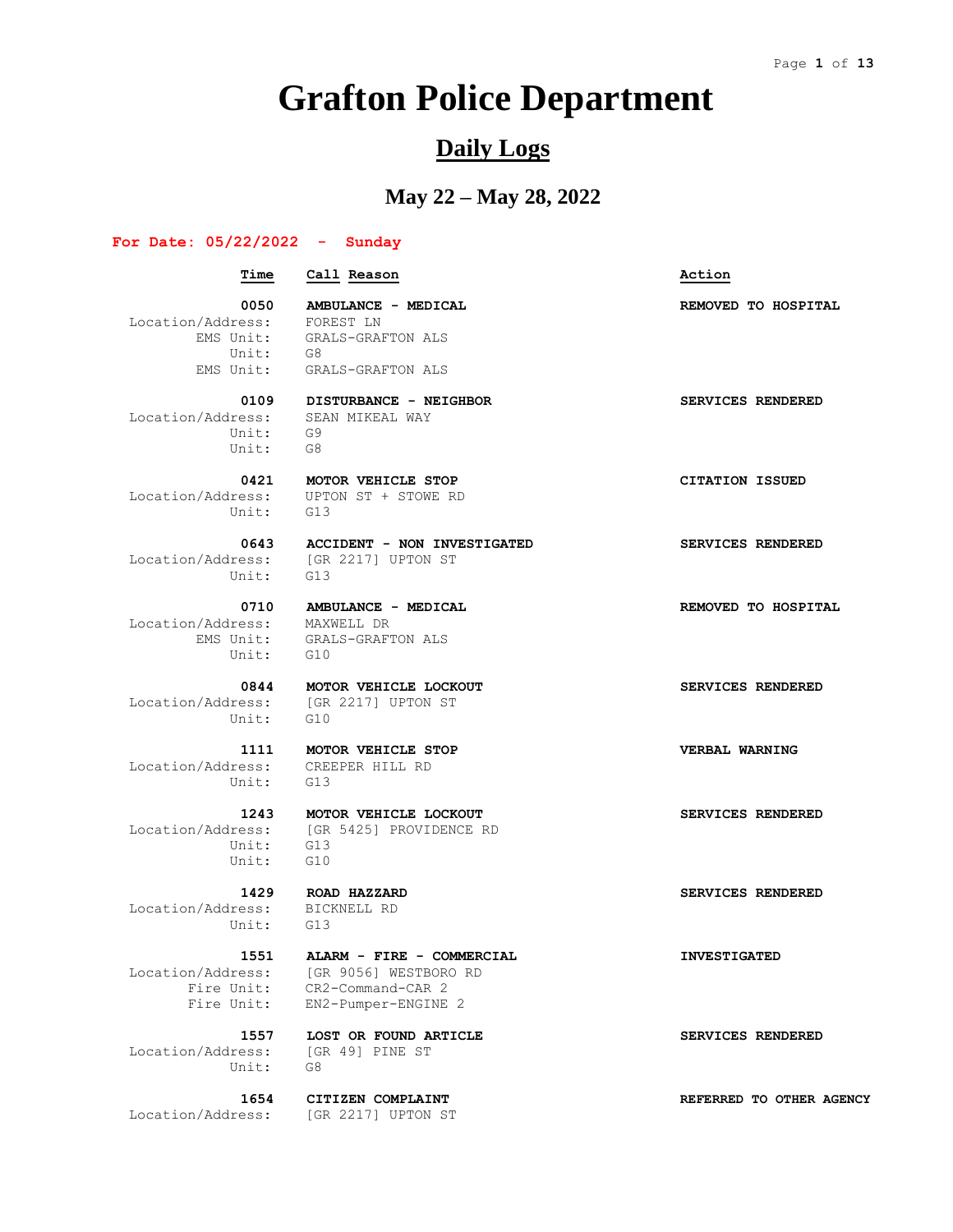# Grafton Police Department

## Daily Logs

### May 22 – May 28, 2022

**For Date: 05/22/2022 - Sunday**

| Time | Call Reason | Action |
|---|---|---|
| **0050** | **AMBULANCE - MEDICAL** | **REMOVED TO HOSPITAL** |
| Location/Address: | FOREST LN | |
| EMS Unit: | GRALS-GRAFTON ALS | |
| Unit: | G8 | |
| EMS Unit: | GRALS-GRAFTON ALS | |
| **0109** | **DISTURBANCE - NEIGHBOR** | **SERVICES RENDERED** |
| Location/Address: | SEAN MIKEAL WAY | |
| Unit: | G9 | |
| Unit: | G8 | |
| **0421** | **MOTOR VEHICLE STOP** | **CITATION ISSUED** |
| Location/Address: | UPTON ST + STOWE RD | |
| Unit: | G13 | |
| **0643** | **ACCIDENT - NON INVESTIGATED** | **SERVICES RENDERED** |
| Location/Address: | [GR 2217] UPTON ST | |
| Unit: | G13 | |
| **0710** | **AMBULANCE - MEDICAL** | **REMOVED TO HOSPITAL** |
| Location/Address: | MAXWELL DR | |
| EMS Unit: | GRALS-GRAFTON ALS | |
| Unit: | G10 | |
| **0844** | **MOTOR VEHICLE LOCKOUT** | **SERVICES RENDERED** |
| Location/Address: | [GR 2217] UPTON ST | |
| Unit: | G10 | |
| **1111** | **MOTOR VEHICLE STOP** | **VERBAL WARNING** |
| Location/Address: | CREEPER HILL RD | |
| Unit: | G13 | |
| **1243** | **MOTOR VEHICLE LOCKOUT** | **SERVICES RENDERED** |
| Location/Address: | [GR 5425] PROVIDENCE RD | |
| Unit: | G13 | |
| Unit: | G10 | |
| **1429** | **ROAD HAZZARD** | **SERVICES RENDERED** |
| Location/Address: | BICKNELL RD | |
| Unit: | G13 | |
| **1551** | **ALARM - FIRE - COMMERCIAL** | **INVESTIGATED** |
| Location/Address: | [GR 9056] WESTBORO RD | |
| Fire Unit: | CR2-Command-CAR 2 | |
| Fire Unit: | EN2-Pumper-ENGINE 2 | |
| **1557** | **LOST OR FOUND ARTICLE** | **SERVICES RENDERED** |
| Location/Address: | [GR 49] PINE ST | |
| Unit: | G8 | |
| **1654** | **CITIZEN COMPLAINT** | **REFERRED TO OTHER AGENCY** |
| Location/Address: | [GR 2217] UPTON ST | |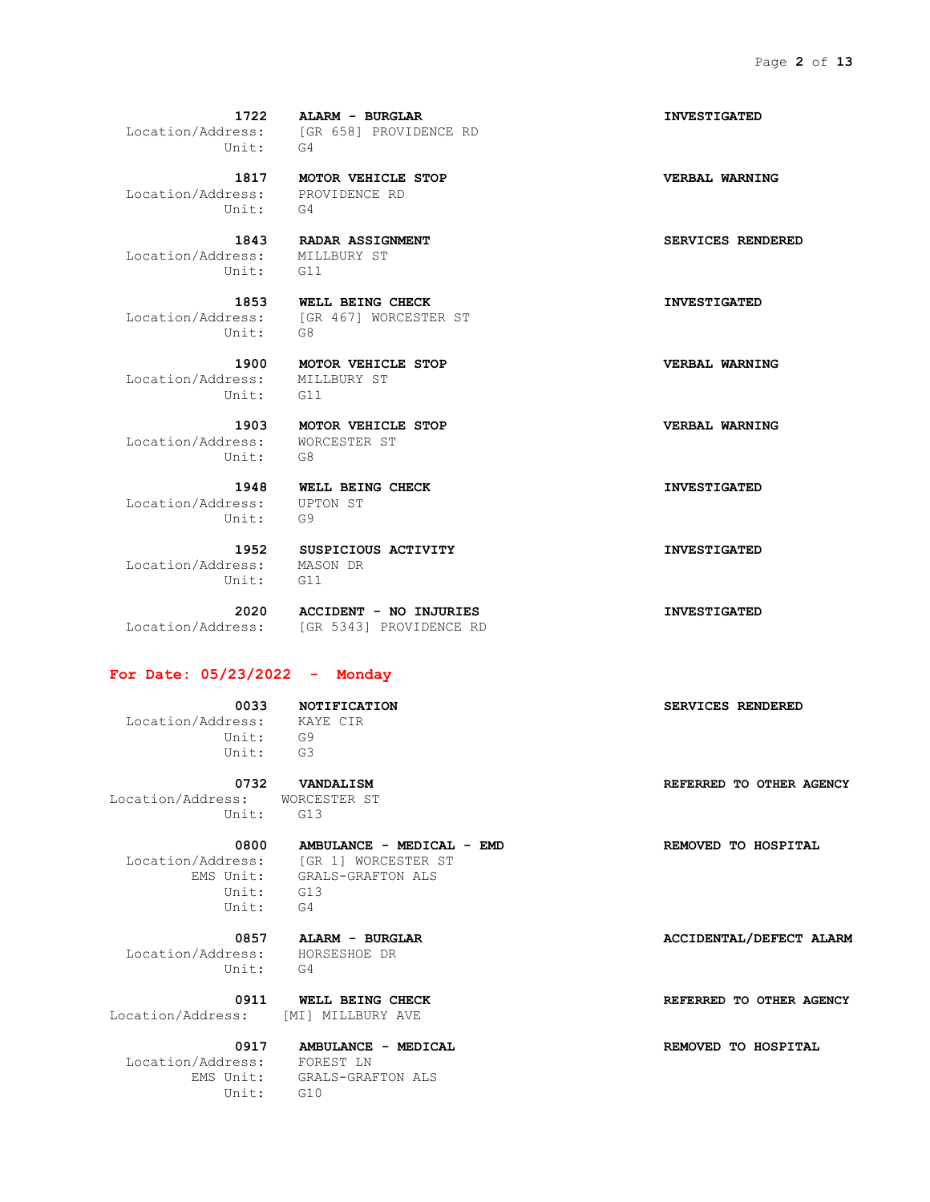**1722** **ALARM - BURGLAR** **INVESTIGATED**
Location/Address: [GR 658] PROVIDENCE RD
Unit: G4

**1817** **MOTOR VEHICLE STOP** **VERBAL WARNING**
Location/Address: PROVIDENCE RD
Unit: G4

**1843** **RADAR ASSIGNMENT** **SERVICES RENDERED**
Location/Address: MILLBURY ST
Unit: G11

**1853** **WELL BEING CHECK** **INVESTIGATED**
Location/Address: [GR 467] WORCESTER ST
Unit: G8

**1900** **MOTOR VEHICLE STOP** **VERBAL WARNING**
Location/Address: MILLBURY ST
Unit: G11

**1903** **MOTOR VEHICLE STOP** **VERBAL WARNING**
Location/Address: WORCESTER ST
Unit: G8

**1948** **WELL BEING CHECK** **INVESTIGATED**
Location/Address: UPTON ST
Unit: G9

**1952** **SUSPICIOUS ACTIVITY** **INVESTIGATED**
Location/Address: MASON DR
Unit: G11

**2020** **ACCIDENT - NO INJURIES** **INVESTIGATED**
Location/Address: [GR 5343] PROVIDENCE RD

## For Date: 05/23/2022 - Monday

**0033** **NOTIFICATION** **SERVICES RENDERED**
Location/Address: KAYE CIR
Unit: G9
Unit: G3

**0732** **VANDALISM** **REFERRED TO OTHER AGENCY**
Location/Address: WORCESTER ST
Unit: G13

**0800** **AMBULANCE - MEDICAL - EMD** **REMOVED TO HOSPITAL**
Location/Address: [GR 1] WORCESTER ST
EMS Unit: GRALS-GRAFTON ALS
Unit: G13
Unit: G4

**0857** **ALARM - BURGLAR** **ACCIDENTAL/DEFECT ALARM**
Location/Address: HORSESHOE DR
Unit: G4

**0911** **WELL BEING CHECK** **REFERRED TO OTHER AGENCY**
Location/Address: [MI] MILLBURY AVE

**0917** **AMBULANCE - MEDICAL** **REMOVED TO HOSPITAL**
Location/Address: FOREST LN
EMS Unit: GRALS-GRAFTON ALS
Unit: G10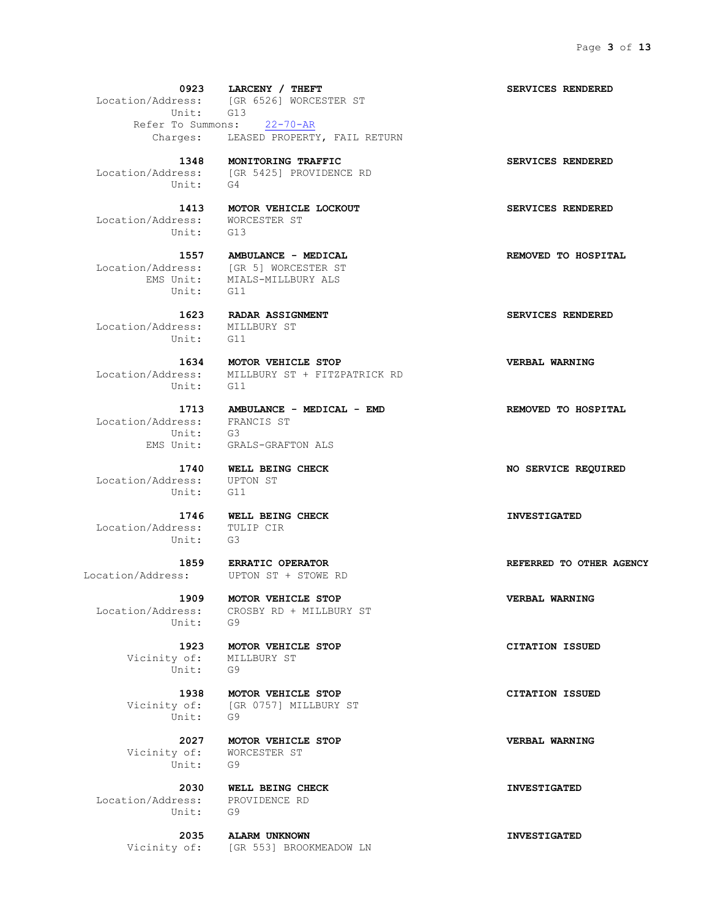**0923 LARCENY / THEFT** — **SERVICES RENDERED**
Location/Address: [GR 6526] WORCESTER ST
Unit: G13
Refer To Summons: 22-70-AR
Charges: LEASED PROPERTY, FAIL RETURN

**1348 MONITORING TRAFFIC** — **SERVICES RENDERED**
Location/Address: [GR 5425] PROVIDENCE RD
Unit: G4

**1413 MOTOR VEHICLE LOCKOUT** — **SERVICES RENDERED**
Location/Address: WORCESTER ST
Unit: G13

**1557 AMBULANCE - MEDICAL** — **REMOVED TO HOSPITAL**
Location/Address: [GR 5] WORCESTER ST
EMS Unit: MIALS-MILLBURY ALS
Unit: G11

**1623 RADAR ASSIGNMENT** — **SERVICES RENDERED**
Location/Address: MILLBURY ST
Unit: G11

**1634 MOTOR VEHICLE STOP** — **VERBAL WARNING**
Location/Address: MILLBURY ST + FITZPATRICK RD
Unit: G11

**1713 AMBULANCE - MEDICAL - EMD** — **REMOVED TO HOSPITAL**
Location/Address: FRANCIS ST
Unit: G3
EMS Unit: GRALS-GRAFTON ALS

**1740 WELL BEING CHECK** — **NO SERVICE REQUIRED**
Location/Address: UPTON ST
Unit: G11

**1746 WELL BEING CHECK** — **INVESTIGATED**
Location/Address: TULIP CIR
Unit: G3

**1859 ERRATIC OPERATOR** — **REFERRED TO OTHER AGENCY**
Location/Address: UPTON ST + STOWE RD

**1909 MOTOR VEHICLE STOP** — **VERBAL WARNING**
Location/Address: CROSBY RD + MILLBURY ST
Unit: G9

**1923 MOTOR VEHICLE STOP** — **CITATION ISSUED**
Vicinity of: MILLBURY ST
Unit: G9

**1938 MOTOR VEHICLE STOP** — **CITATION ISSUED**
Vicinity of: [GR 0757] MILLBURY ST
Unit: G9

**2027 MOTOR VEHICLE STOP** — **VERBAL WARNING**
Vicinity of: WORCESTER ST
Unit: G9

**2030 WELL BEING CHECK** — **INVESTIGATED**
Location/Address: PROVIDENCE RD
Unit: G9

**2035 ALARM UNKNOWN** — **INVESTIGATED**
Vicinity of: [GR 553] BROOKMEADOW LN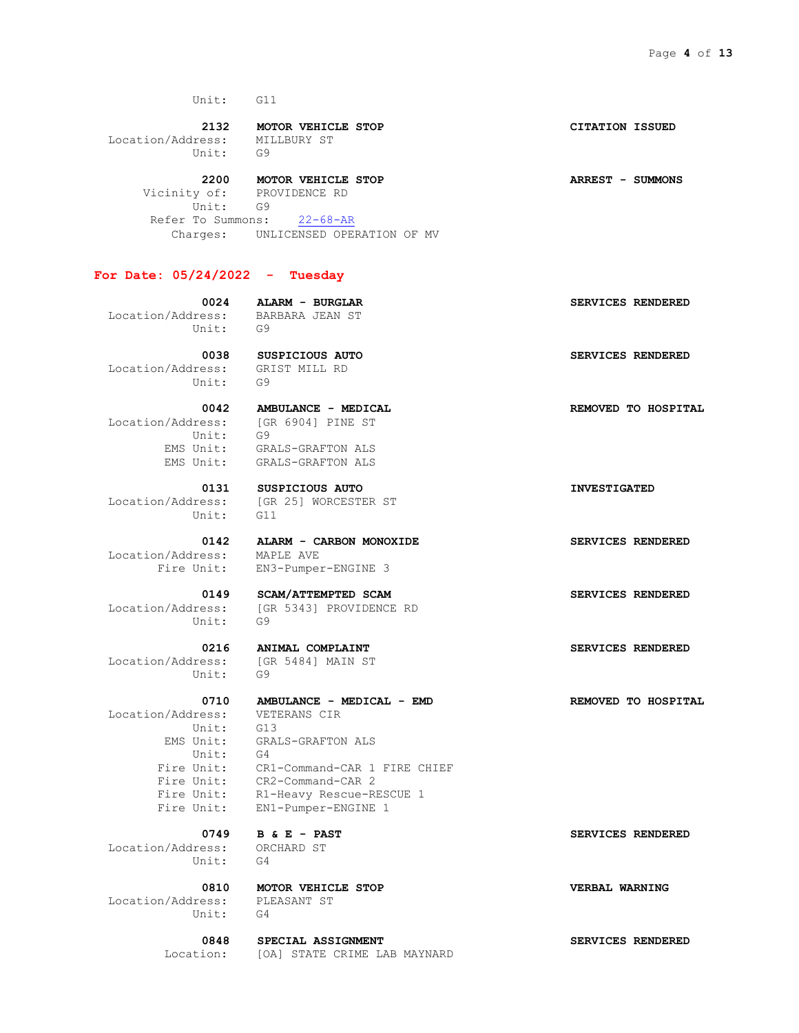Unit: G11

**2132 MOTOR VEHICLE STOP** — **CITATION ISSUED**
Location/Address: MILLBURY ST
Unit: G9

**2200 MOTOR VEHICLE STOP** — **ARREST - SUMMONS**
Vicinity of: PROVIDENCE RD
Unit: G9
Refer To Summons: 22-68-AR
Charges: UNLICENSED OPERATION OF MV

## For Date: 05/24/2022 - Tuesday

**0024 ALARM - BURGLAR** — **SERVICES RENDERED**
Location/Address: BARBARA JEAN ST
Unit: G9

**0038 SUSPICIOUS AUTO** — **SERVICES RENDERED**
Location/Address: GRIST MILL RD
Unit: G9

**0042 AMBULANCE - MEDICAL** — **REMOVED TO HOSPITAL**
Location/Address: [GR 6904] PINE ST
Unit: G9
EMS Unit: GRALS-GRAFTON ALS
EMS Unit: GRALS-GRAFTON ALS

**0131 SUSPICIOUS AUTO** — **INVESTIGATED**
Location/Address: [GR 25] WORCESTER ST
Unit: G11

**0142 ALARM - CARBON MONOXIDE** — **SERVICES RENDERED**
Location/Address: MAPLE AVE
Fire Unit: EN3-Pumper-ENGINE 3

**0149 SCAM/ATTEMPTED SCAM** — **SERVICES RENDERED**
Location/Address: [GR 5343] PROVIDENCE RD
Unit: G9

**0216 ANIMAL COMPLAINT** — **SERVICES RENDERED**
Location/Address: [GR 5484] MAIN ST
Unit: G9

**0710 AMBULANCE - MEDICAL - EMD** — **REMOVED TO HOSPITAL**
Location/Address: VETERANS CIR
Unit: G13
EMS Unit: GRALS-GRAFTON ALS
Unit: G4
Fire Unit: CR1-Command-CAR 1 FIRE CHIEF
Fire Unit: CR2-Command-CAR 2
Fire Unit: R1-Heavy Rescue-RESCUE 1
Fire Unit: EN1-Pumper-ENGINE 1

**0749 B & E - PAST** — **SERVICES RENDERED**
Location/Address: ORCHARD ST
Unit: G4

**0810 MOTOR VEHICLE STOP** — **VERBAL WARNING**
Location/Address: PLEASANT ST
Unit: G4

**0848 SPECIAL ASSIGNMENT** — **SERVICES RENDERED**
Location: [OA] STATE CRIME LAB MAYNARD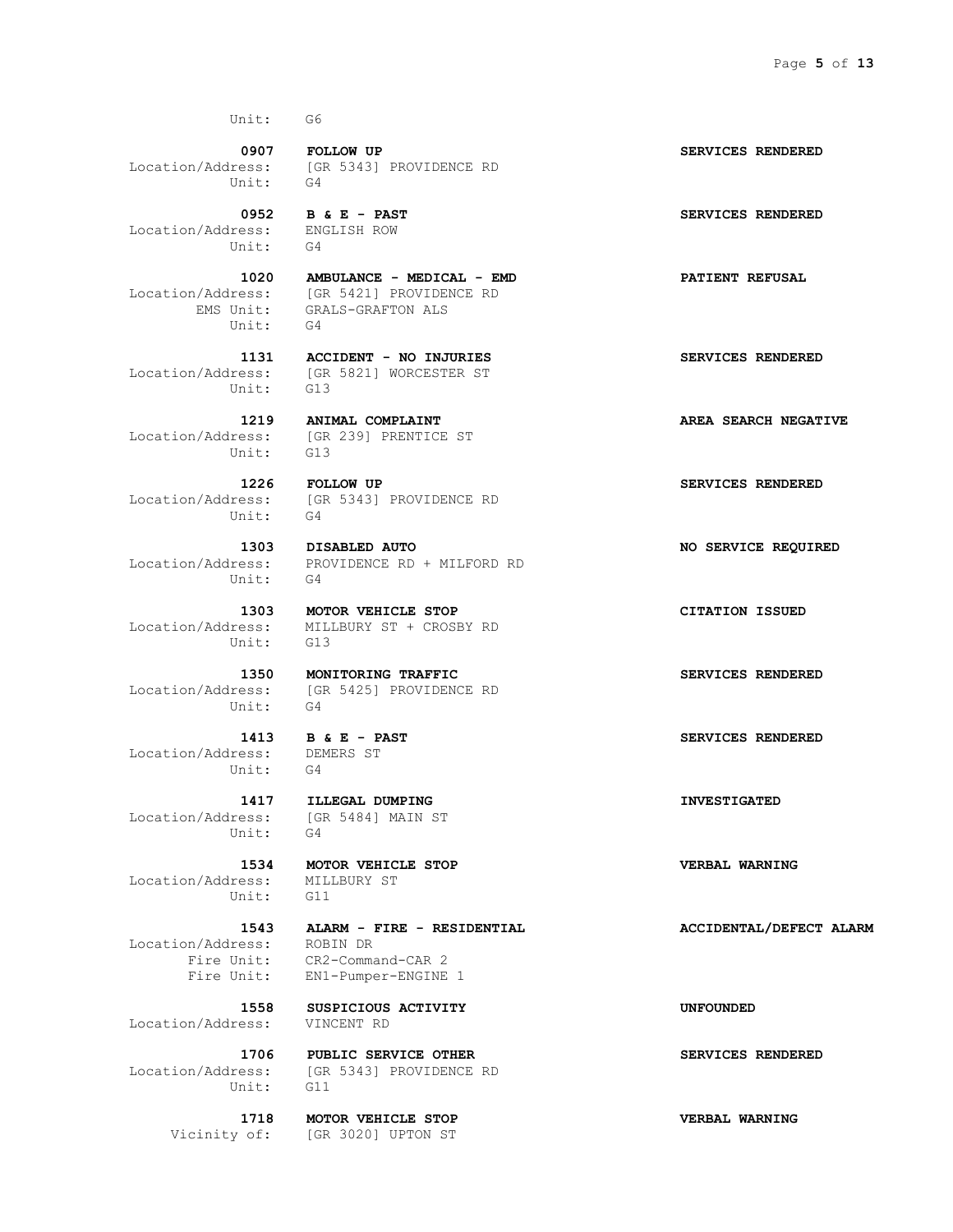Unit: G6

**0907 FOLLOW UP** **SERVICES RENDERED**
Location/Address: [GR 5343] PROVIDENCE RD
Unit: G4

**0952 B & E - PAST** **SERVICES RENDERED**
Location/Address: ENGLISH ROW
Unit: G4

**1020 AMBULANCE - MEDICAL - EMD** **PATIENT REFUSAL**
Location/Address: [GR 5421] PROVIDENCE RD
EMS Unit: GRALS-GRAFTON ALS
Unit: G4

**1131 ACCIDENT - NO INJURIES** **SERVICES RENDERED**
Location/Address: [GR 5821] WORCESTER ST
Unit: G13

**1219 ANIMAL COMPLAINT** **AREA SEARCH NEGATIVE**
Location/Address: [GR 239] PRENTICE ST
Unit: G13

**1226 FOLLOW UP** **SERVICES RENDERED**
Location/Address: [GR 5343] PROVIDENCE RD
Unit: G4

**1303 DISABLED AUTO** **NO SERVICE REQUIRED**
Location/Address: PROVIDENCE RD + MILFORD RD
Unit: G4

**1303 MOTOR VEHICLE STOP** **CITATION ISSUED**
Location/Address: MILLBURY ST + CROSBY RD
Unit: G13

**1350 MONITORING TRAFFIC** **SERVICES RENDERED**
Location/Address: [GR 5425] PROVIDENCE RD
Unit: G4

**1413 B & E - PAST** **SERVICES RENDERED**
Location/Address: DEMERS ST
Unit: G4

**1417 ILLEGAL DUMPING** **INVESTIGATED**
Location/Address: [GR 5484] MAIN ST
Unit: G4

**1534 MOTOR VEHICLE STOP** **VERBAL WARNING**
Location/Address: MILLBURY ST
Unit: G11

**1543 ALARM - FIRE - RESIDENTIAL** **ACCIDENTAL/DEFECT ALARM**
Location/Address: ROBIN DR
Fire Unit: CR2-Command-CAR 2
Fire Unit: EN1-Pumper-ENGINE 1

**1558 SUSPICIOUS ACTIVITY** **UNFOUNDED**
Location/Address: VINCENT RD

**1706 PUBLIC SERVICE OTHER** **SERVICES RENDERED**
Location/Address: [GR 5343] PROVIDENCE RD
Unit: G11

**1718 MOTOR VEHICLE STOP** **VERBAL WARNING**
Vicinity of: [GR 3020] UPTON ST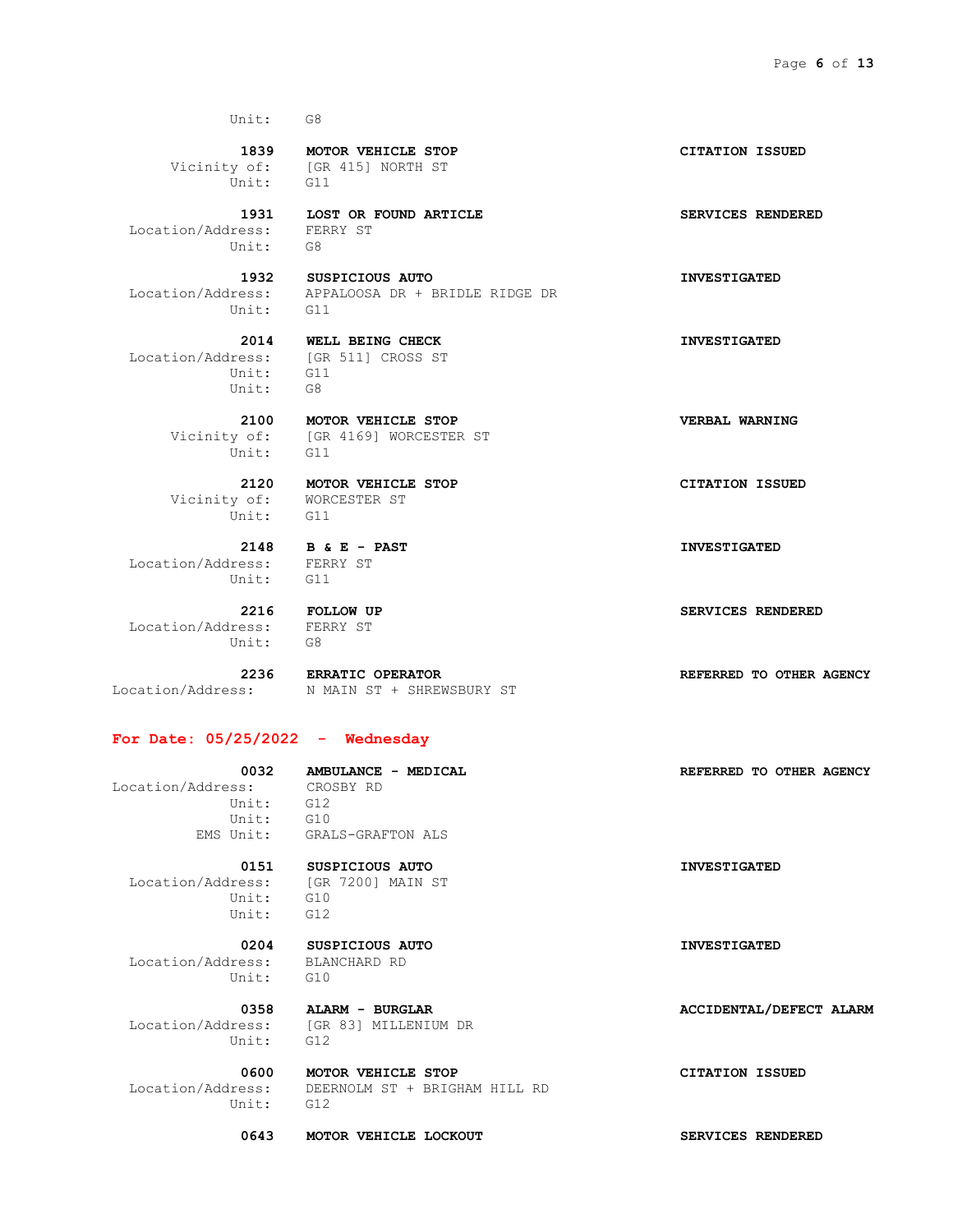Unit: G8

**1839** **MOTOR VEHICLE STOP** **CITATION ISSUED**
Vicinity of: [GR 415] NORTH ST
Unit: G11

**1931** **LOST OR FOUND ARTICLE** **SERVICES RENDERED**
Location/Address: FERRY ST
Unit: G8

**1932** **SUSPICIOUS AUTO** **INVESTIGATED**
Location/Address: APPALOOSA DR + BRIDLE RIDGE DR
Unit: G11

**2014** **WELL BEING CHECK** **INVESTIGATED**
Location/Address: [GR 511] CROSS ST
Unit: G11
Unit: G8

**2100** **MOTOR VEHICLE STOP** **VERBAL WARNING**
Vicinity of: [GR 4169] WORCESTER ST
Unit: G11

**2120** **MOTOR VEHICLE STOP** **CITATION ISSUED**
Vicinity of: WORCESTER ST
Unit: G11

**2148** **B & E - PAST** **INVESTIGATED**
Location/Address: FERRY ST
Unit: G11

**2216** **FOLLOW UP** **SERVICES RENDERED**
Location/Address: FERRY ST
Unit: G8

**2236** **ERRATIC OPERATOR** **REFERRED TO OTHER AGENCY**
Location/Address: N MAIN ST + SHREWSBURY ST

## For Date: 05/25/2022 - Wednesday

**0032** **AMBULANCE - MEDICAL** **REFERRED TO OTHER AGENCY**
Location/Address: CROSBY RD
Unit: G12
Unit: G10
EMS Unit: GRALS-GRAFTON ALS

**0151** **SUSPICIOUS AUTO** **INVESTIGATED**
Location/Address: [GR 7200] MAIN ST
Unit: G10
Unit: G12

**0204** **SUSPICIOUS AUTO** **INVESTIGATED**
Location/Address: BLANCHARD RD
Unit: G10

**0358** **ALARM - BURGLAR** **ACCIDENTAL/DEFECT ALARM**
Location/Address: [GR 83] MILLENIUM DR
Unit: G12

**0600** **MOTOR VEHICLE STOP** **CITATION ISSUED**
Location/Address: DEERNOLM ST + BRIGHAM HILL RD
Unit: G12

**0643** **MOTOR VEHICLE LOCKOUT** **SERVICES RENDERED**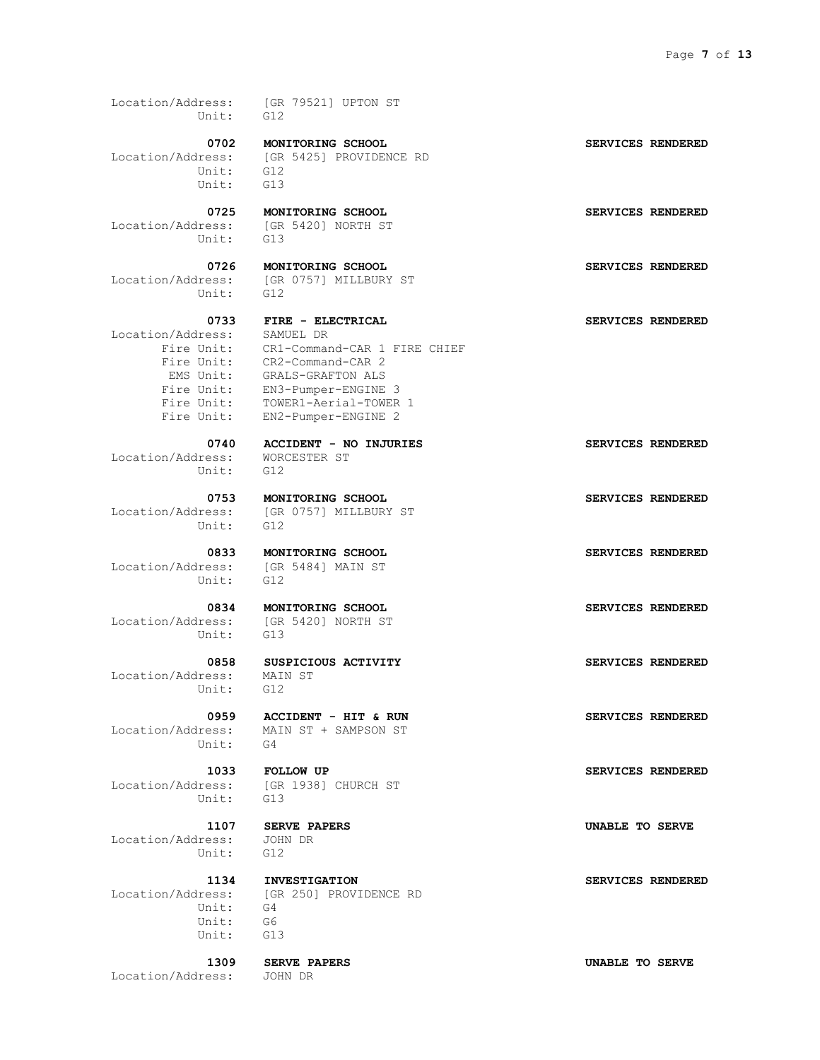Location/Address: [GR 79521] UPTON ST
Unit: G12

**0702** **MONITORING SCHOOL** **SERVICES RENDERED**
Location/Address: [GR 5425] PROVIDENCE RD
Unit: G12
Unit: G13

**0725** **MONITORING SCHOOL** **SERVICES RENDERED**
Location/Address: [GR 5420] NORTH ST
Unit: G13

**0726** **MONITORING SCHOOL** **SERVICES RENDERED**
Location/Address: [GR 0757] MILLBURY ST
Unit: G12

**0733** **FIRE - ELECTRICAL** **SERVICES RENDERED**
Location/Address: SAMUEL DR
Fire Unit: CR1-Command-CAR 1 FIRE CHIEF
Fire Unit: CR2-Command-CAR 2
EMS Unit: GRALS-GRAFTON ALS
Fire Unit: EN3-Pumper-ENGINE 3
Fire Unit: TOWER1-Aerial-TOWER 1
Fire Unit: EN2-Pumper-ENGINE 2

**0740** **ACCIDENT - NO INJURIES** **SERVICES RENDERED**
Location/Address: WORCESTER ST
Unit: G12

**0753** **MONITORING SCHOOL** **SERVICES RENDERED**
Location/Address: [GR 0757] MILLBURY ST
Unit: G12

**0833** **MONITORING SCHOOL** **SERVICES RENDERED**
Location/Address: [GR 5484] MAIN ST
Unit: G12

**0834** **MONITORING SCHOOL** **SERVICES RENDERED**
Location/Address: [GR 5420] NORTH ST
Unit: G13

**0858** **SUSPICIOUS ACTIVITY** **SERVICES RENDERED**
Location/Address: MAIN ST
Unit: G12

**0959** **ACCIDENT - HIT & RUN** **SERVICES RENDERED**
Location/Address: MAIN ST + SAMPSON ST
Unit: G4

**1033** **FOLLOW UP** **SERVICES RENDERED**
Location/Address: [GR 1938] CHURCH ST
Unit: G13

**1107** **SERVE PAPERS** **UNABLE TO SERVE**
Location/Address: JOHN DR
Unit: G12

**1134** **INVESTIGATION** **SERVICES RENDERED**
Location/Address: [GR 250] PROVIDENCE RD
Unit: G4
Unit: G6
Unit: G13

**1309** **SERVE PAPERS** **UNABLE TO SERVE**
Location/Address: JOHN DR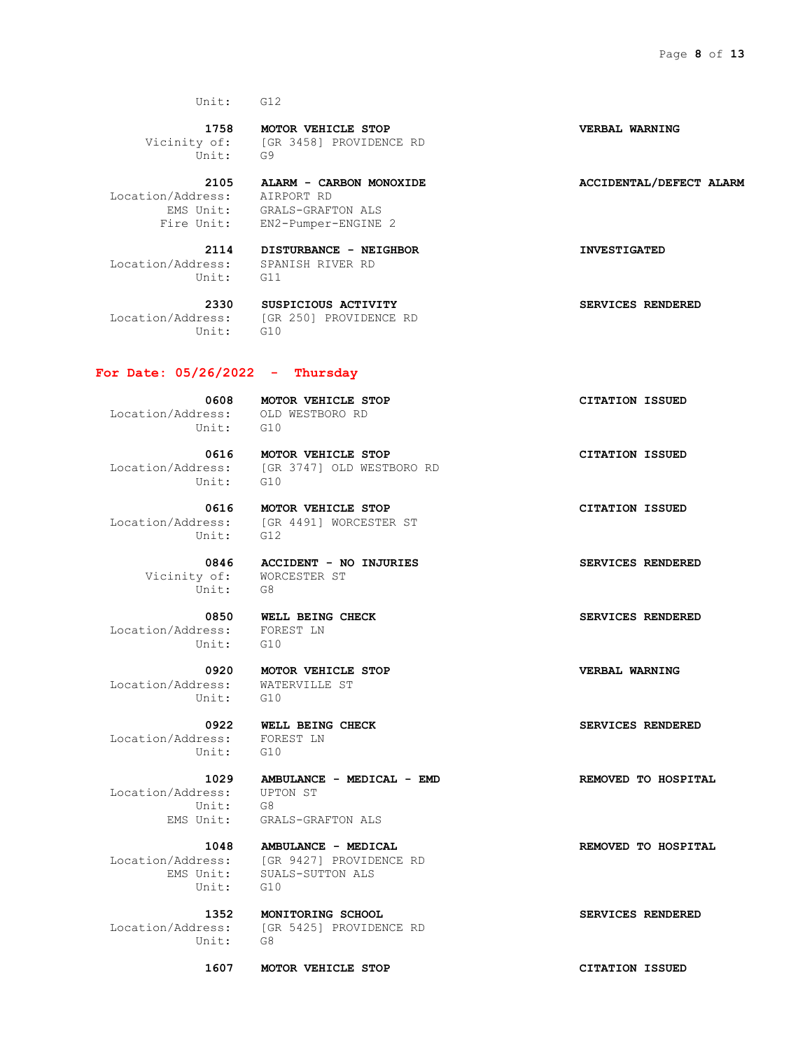Unit: G12

**1758** **MOTOR VEHICLE STOP** **VERBAL WARNING**
Vicinity of: [GR 3458] PROVIDENCE RD
Unit: G9

**2105** **ALARM - CARBON MONOXIDE** **ACCIDENTAL/DEFECT ALARM**
Location/Address: AIRPORT RD
EMS Unit: GRALS-GRAFTON ALS
Fire Unit: EN2-Pumper-ENGINE 2

**2114** **DISTURBANCE - NEIGHBOR** **INVESTIGATED**
Location/Address: SPANISH RIVER RD
Unit: G11

**2330** **SUSPICIOUS ACTIVITY** **SERVICES RENDERED**
Location/Address: [GR 250] PROVIDENCE RD
Unit: G10

## For Date: 05/26/2022 - Thursday

**0608** **MOTOR VEHICLE STOP** **CITATION ISSUED**
Location/Address: OLD WESTBORO RD
Unit: G10

**0616** **MOTOR VEHICLE STOP** **CITATION ISSUED**
Location/Address: [GR 3747] OLD WESTBORO RD
Unit: G10

**0616** **MOTOR VEHICLE STOP** **CITATION ISSUED**
Location/Address: [GR 4491] WORCESTER ST
Unit: G12

**0846** **ACCIDENT - NO INJURIES** **SERVICES RENDERED**
Vicinity of: WORCESTER ST
Unit: G8

**0850** **WELL BEING CHECK** **SERVICES RENDERED**
Location/Address: FOREST LN
Unit: G10

**0920** **MOTOR VEHICLE STOP** **VERBAL WARNING**
Location/Address: WATERVILLE ST
Unit: G10

**0922** **WELL BEING CHECK** **SERVICES RENDERED**
Location/Address: FOREST LN
Unit: G10

**1029** **AMBULANCE - MEDICAL - EMD** **REMOVED TO HOSPITAL**
Location/Address: UPTON ST
Unit: G8
EMS Unit: GRALS-GRAFTON ALS

**1048** **AMBULANCE - MEDICAL** **REMOVED TO HOSPITAL**
Location/Address: [GR 9427] PROVIDENCE RD
EMS Unit: SUALS-SUTTON ALS
Unit: G10

**1352** **MONITORING SCHOOL** **SERVICES RENDERED**
Location/Address: [GR 5425] PROVIDENCE RD
Unit: G8

**1607** **MOTOR VEHICLE STOP** **CITATION ISSUED**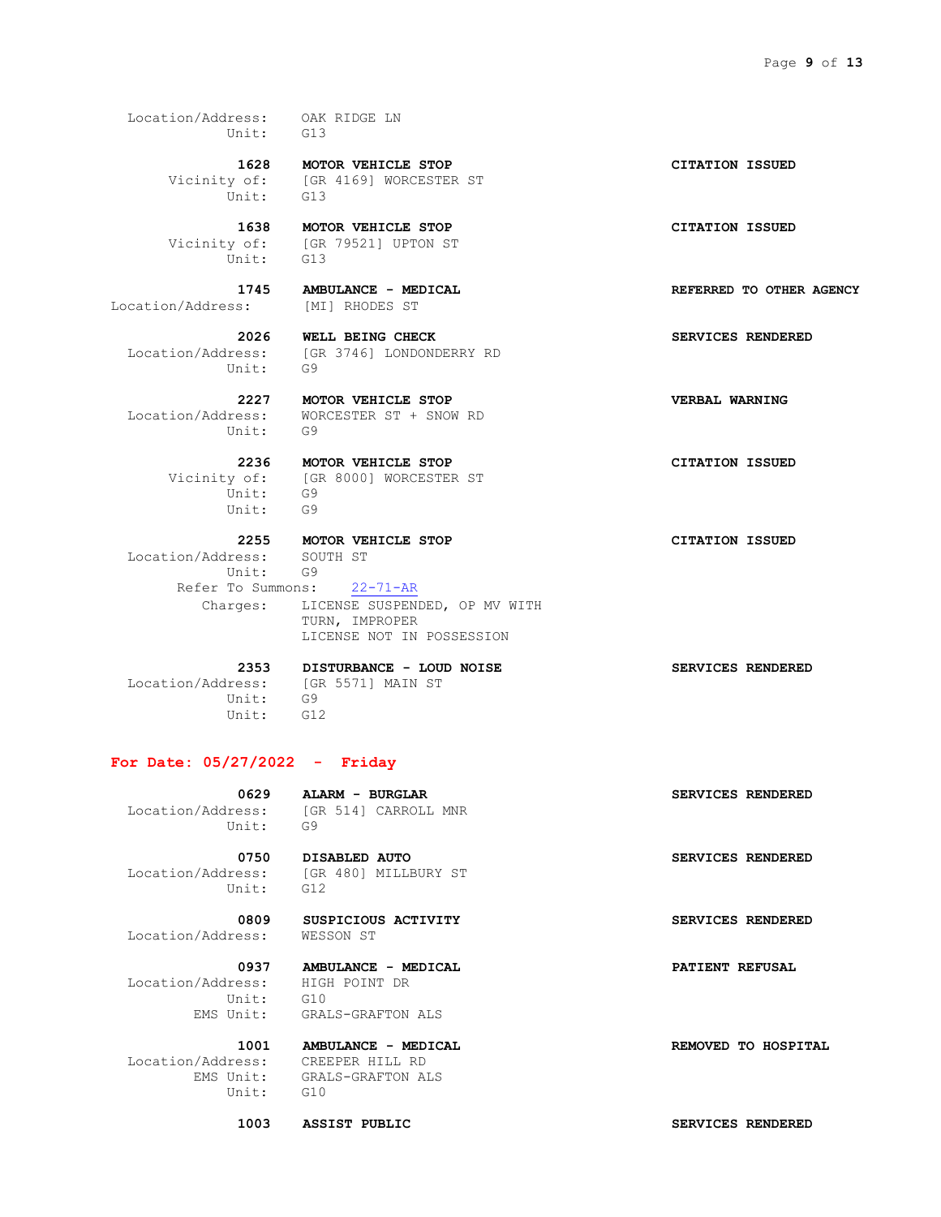Location/Address: OAK RIDGE LN
Unit: G13

**1628** **MOTOR VEHICLE STOP** **CITATION ISSUED**
Vicinity of: [GR 4169] WORCESTER ST
Unit: G13

**1638** **MOTOR VEHICLE STOP** **CITATION ISSUED**
Vicinity of: [GR 79521] UPTON ST
Unit: G13

**1745** **AMBULANCE - MEDICAL** **REFERRED TO OTHER AGENCY**
Location/Address: [MI] RHODES ST

**2026** **WELL BEING CHECK** **SERVICES RENDERED**
Location/Address: [GR 3746] LONDONDERRY RD
Unit: G9

**2227** **MOTOR VEHICLE STOP** **VERBAL WARNING**
Location/Address: WORCESTER ST + SNOW RD
Unit: G9

**2236** **MOTOR VEHICLE STOP** **CITATION ISSUED**
Vicinity of: [GR 8000] WORCESTER ST
Unit: G9
Unit: G9

**2255** **MOTOR VEHICLE STOP** **CITATION ISSUED**
Location/Address: SOUTH ST
Unit: G9
Refer To Summons: 22-71-AR
Charges: LICENSE SUSPENDED, OP MV WITH
TURN, IMPROPER
LICENSE NOT IN POSSESSION

**2353** **DISTURBANCE - LOUD NOISE** **SERVICES RENDERED**
Location/Address: [GR 5571] MAIN ST
Unit: G9
Unit: G12

## For Date: 05/27/2022 - Friday

**0629** **ALARM - BURGLAR** **SERVICES RENDERED**
Location/Address: [GR 514] CARROLL MNR
Unit: G9

**0750** **DISABLED AUTO** **SERVICES RENDERED**
Location/Address: [GR 480] MILLBURY ST
Unit: G12

**0809** **SUSPICIOUS ACTIVITY** **SERVICES RENDERED**
Location/Address: WESSON ST

**0937** **AMBULANCE - MEDICAL** **PATIENT REFUSAL**
Location/Address: HIGH POINT DR
Unit: G10
EMS Unit: GRALS-GRAFTON ALS

**1001** **AMBULANCE - MEDICAL** **REMOVED TO HOSPITAL**
Location/Address: CREEPER HILL RD
EMS Unit: GRALS-GRAFTON ALS
Unit: G10

**1003** **ASSIST PUBLIC** **SERVICES RENDERED**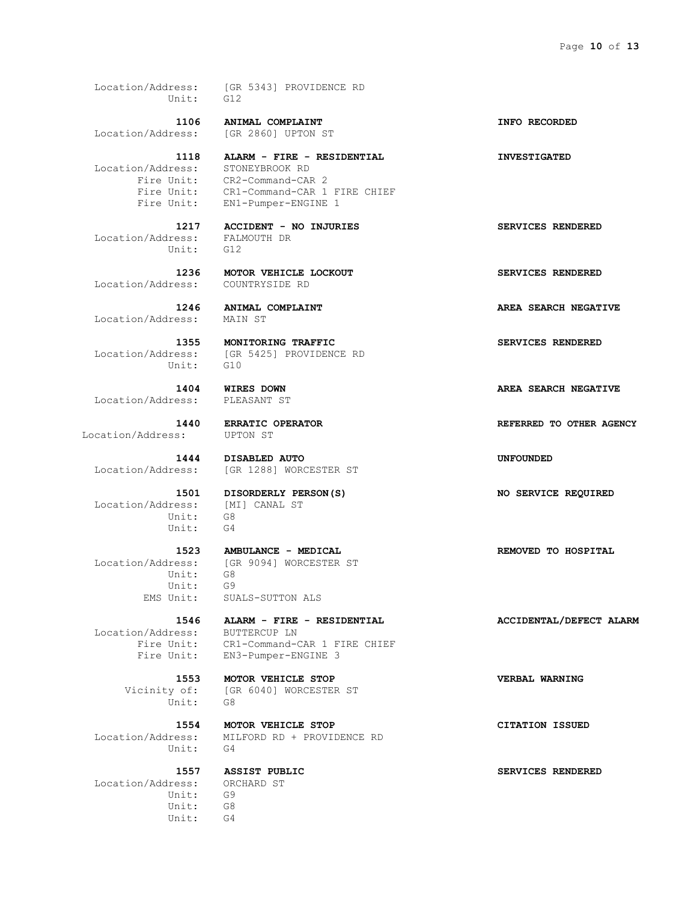Location/Address: [GR 5343] PROVIDENCE RD
Unit: G12

**1106 ANIMAL COMPLAINT** **INFO RECORDED**
Location/Address: [GR 2860] UPTON ST

**1118 ALARM - FIRE - RESIDENTIAL** **INVESTIGATED**
Location/Address: STONEYBROOK RD
Fire Unit: CR2-Command-CAR 2
Fire Unit: CR1-Command-CAR 1 FIRE CHIEF
Fire Unit: EN1-Pumper-ENGINE 1

**1217 ACCIDENT - NO INJURIES** **SERVICES RENDERED**
Location/Address: FALMOUTH DR
Unit: G12

**1236 MOTOR VEHICLE LOCKOUT** **SERVICES RENDERED**
Location/Address: COUNTRYSIDE RD

**1246 ANIMAL COMPLAINT** **AREA SEARCH NEGATIVE**
Location/Address: MAIN ST

**1355 MONITORING TRAFFIC** **SERVICES RENDERED**
Location/Address: [GR 5425] PROVIDENCE RD
Unit: G10

**1404 WIRES DOWN** **AREA SEARCH NEGATIVE**
Location/Address: PLEASANT ST

**1440 ERRATIC OPERATOR** **REFERRED TO OTHER AGENCY**
Location/Address: UPTON ST

**1444 DISABLED AUTO** **UNFOUNDED**
Location/Address: [GR 1288] WORCESTER ST

**1501 DISORDERLY PERSON(S)** **NO SERVICE REQUIRED**
Location/Address: [MI] CANAL ST
Unit: G8
Unit: G4

**1523 AMBULANCE - MEDICAL** **REMOVED TO HOSPITAL**
Location/Address: [GR 9094] WORCESTER ST
Unit: G8
Unit: G9
EMS Unit: SUALS-SUTTON ALS

**1546 ALARM - FIRE - RESIDENTIAL** **ACCIDENTAL/DEFECT ALARM**
Location/Address: BUTTERCUP LN
Fire Unit: CR1-Command-CAR 1 FIRE CHIEF
Fire Unit: EN3-Pumper-ENGINE 3

**1553 MOTOR VEHICLE STOP** **VERBAL WARNING**
Vicinity of: [GR 6040] WORCESTER ST
Unit: G8

**1554 MOTOR VEHICLE STOP** **CITATION ISSUED**
Location/Address: MILFORD RD + PROVIDENCE RD
Unit: G4

**1557 ASSIST PUBLIC** **SERVICES RENDERED**
Location/Address: ORCHARD ST
Unit: G9
Unit: G8
Unit: G4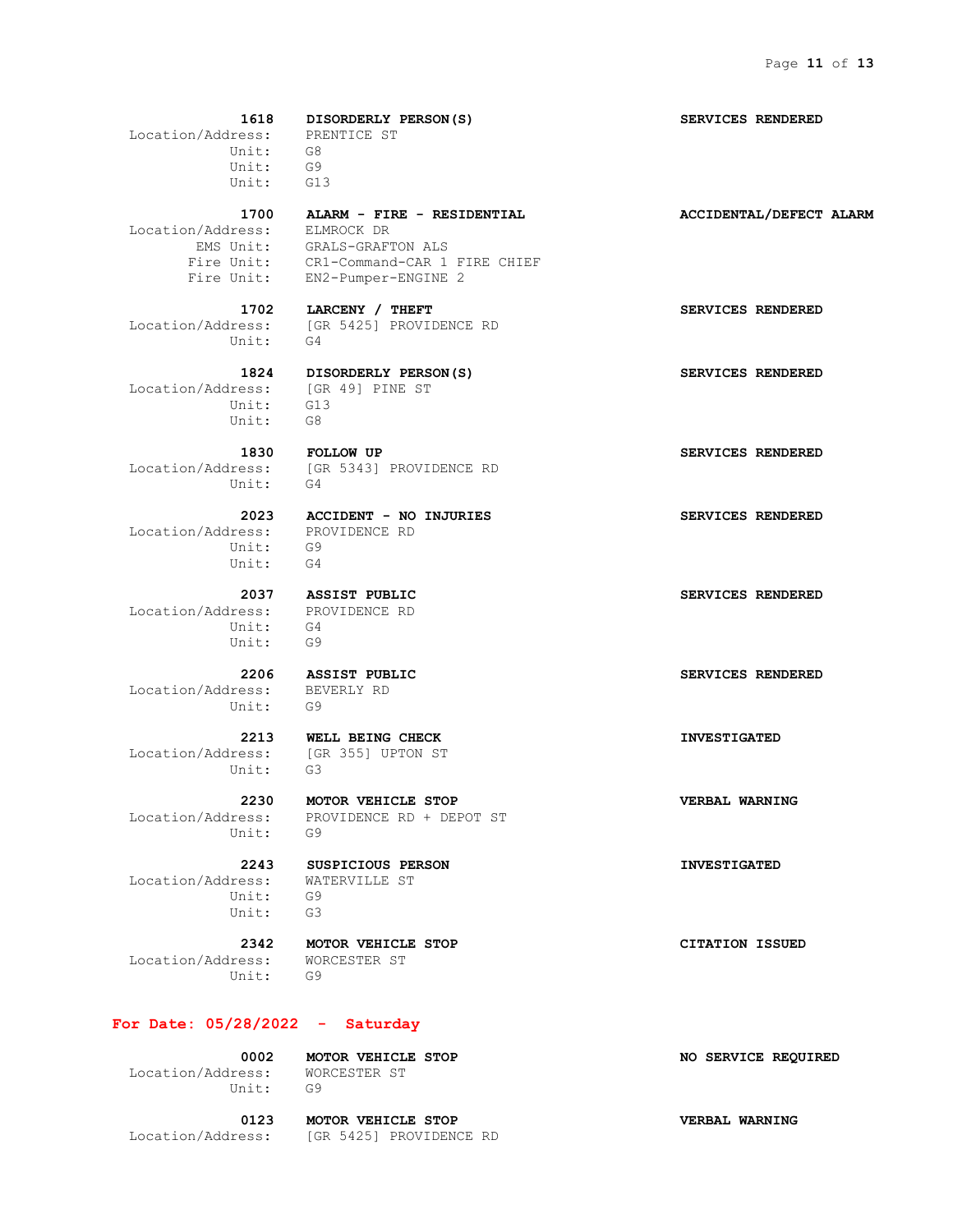**1618 DISORDERLY PERSON(S)** — **SERVICES RENDERED**
Location/Address: PRENTICE ST
Unit: G8
Unit: G9
Unit: G13

**1700 ALARM - FIRE - RESIDENTIAL** — **ACCIDENTAL/DEFECT ALARM**
Location/Address: ELMROCK DR
EMS Unit: GRALS-GRAFTON ALS
Fire Unit: CR1-Command-CAR 1 FIRE CHIEF
Fire Unit: EN2-Pumper-ENGINE 2

**1702 LARCENY / THEFT** — **SERVICES RENDERED**
Location/Address: [GR 5425] PROVIDENCE RD
Unit: G4

**1824 DISORDERLY PERSON(S)** — **SERVICES RENDERED**
Location/Address: [GR 49] PINE ST
Unit: G13
Unit: G8

**1830 FOLLOW UP** — **SERVICES RENDERED**
Location/Address: [GR 5343] PROVIDENCE RD
Unit: G4

**2023 ACCIDENT - NO INJURIES** — **SERVICES RENDERED**
Location/Address: PROVIDENCE RD
Unit: G9
Unit: G4

**2037 ASSIST PUBLIC** — **SERVICES RENDERED**
Location/Address: PROVIDENCE RD
Unit: G4
Unit: G9

**2206 ASSIST PUBLIC** — **SERVICES RENDERED**
Location/Address: BEVERLY RD
Unit: G9

**2213 WELL BEING CHECK** — **INVESTIGATED**
Location/Address: [GR 355] UPTON ST
Unit: G3

**2230 MOTOR VEHICLE STOP** — **VERBAL WARNING**
Location/Address: PROVIDENCE RD + DEPOT ST
Unit: G9

**2243 SUSPICIOUS PERSON** — **INVESTIGATED**
Location/Address: WATERVILLE ST
Unit: G9
Unit: G3

**2342 MOTOR VEHICLE STOP** — **CITATION ISSUED**
Location/Address: WORCESTER ST
Unit: G9

## For Date: 05/28/2022 - Saturday

**0002 MOTOR VEHICLE STOP** — **NO SERVICE REQUIRED**
Location/Address: WORCESTER ST
Unit: G9

**0123 MOTOR VEHICLE STOP** — **VERBAL WARNING**
Location/Address: [GR 5425] PROVIDENCE RD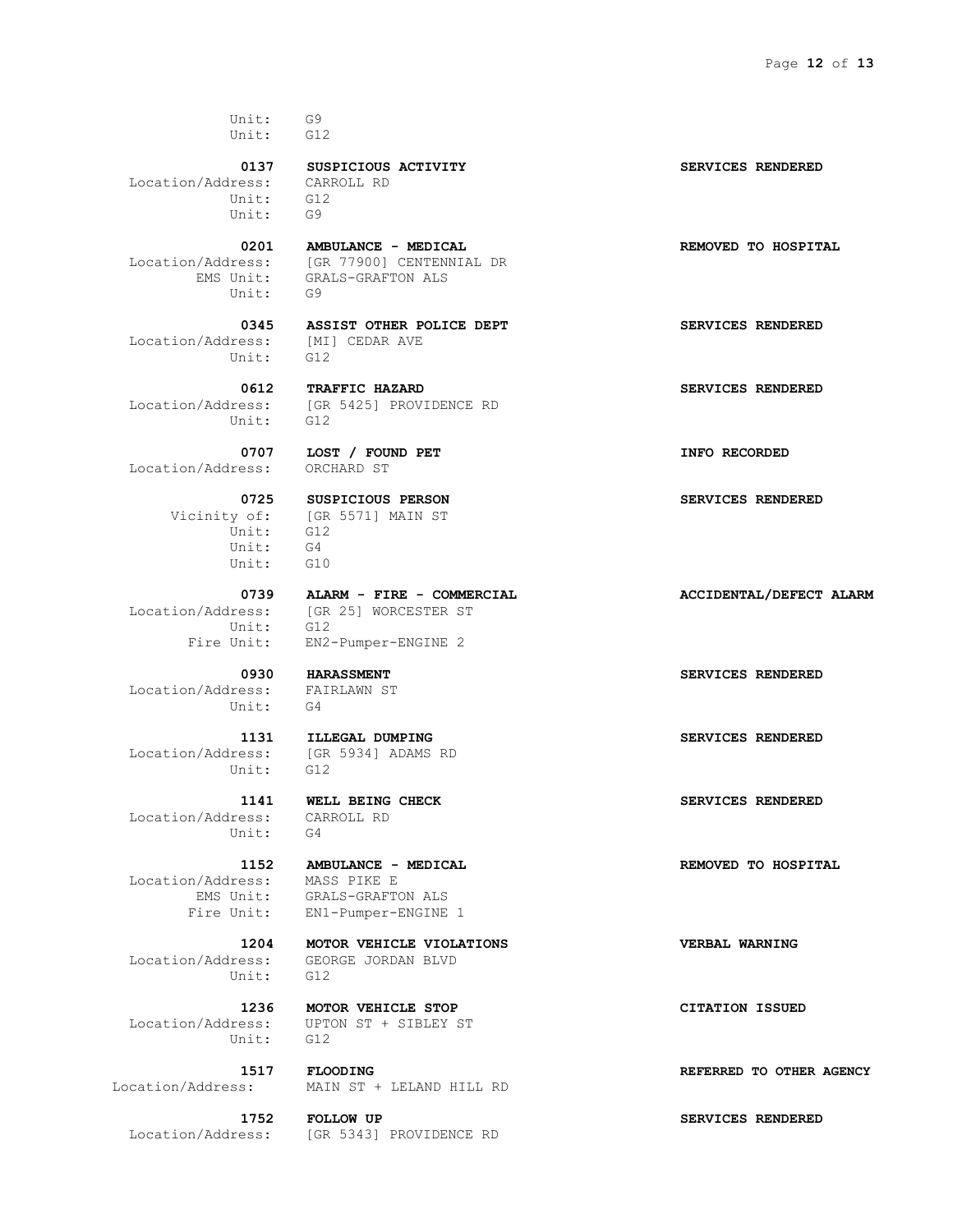Unit: G9
Unit: G12

**0137 SUSPICIOUS ACTIVITY** **SERVICES RENDERED**
Location/Address: CARROLL RD
Unit: G12
Unit: G9

**0201 AMBULANCE - MEDICAL** **REMOVED TO HOSPITAL**
Location/Address: [GR 77900] CENTENNIAL DR
EMS Unit: GRALS-GRAFTON ALS
Unit: G9

**0345 ASSIST OTHER POLICE DEPT** **SERVICES RENDERED**
Location/Address: [MI] CEDAR AVE
Unit: G12

**0612 TRAFFIC HAZARD** **SERVICES RENDERED**
Location/Address: [GR 5425] PROVIDENCE RD
Unit: G12

**0707 LOST / FOUND PET** **INFO RECORDED**
Location/Address: ORCHARD ST

**0725 SUSPICIOUS PERSON** **SERVICES RENDERED**
Vicinity of: [GR 5571] MAIN ST
Unit: G12
Unit: G4
Unit: G10

**0739 ALARM - FIRE - COMMERCIAL** **ACCIDENTAL/DEFECT ALARM**
Location/Address: [GR 25] WORCESTER ST
Unit: G12
Fire Unit: EN2-Pumper-ENGINE 2

**0930 HARASSMENT** **SERVICES RENDERED**
Location/Address: FAIRLAWN ST
Unit: G4

**1131 ILLEGAL DUMPING** **SERVICES RENDERED**
Location/Address: [GR 5934] ADAMS RD
Unit: G12

**1141 WELL BEING CHECK** **SERVICES RENDERED**
Location/Address: CARROLL RD
Unit: G4

**1152 AMBULANCE - MEDICAL** **REMOVED TO HOSPITAL**
Location/Address: MASS PIKE E
EMS Unit: GRALS-GRAFTON ALS
Fire Unit: EN1-Pumper-ENGINE 1

**1204 MOTOR VEHICLE VIOLATIONS** **VERBAL WARNING**
Location/Address: GEORGE JORDAN BLVD
Unit: G12

**1236 MOTOR VEHICLE STOP** **CITATION ISSUED**
Location/Address: UPTON ST + SIBLEY ST
Unit: G12

**1517 FLOODING** **REFERRED TO OTHER AGENCY**
Location/Address: MAIN ST + LELAND HILL RD

**1752 FOLLOW UP** **SERVICES RENDERED**
Location/Address: [GR 5343] PROVIDENCE RD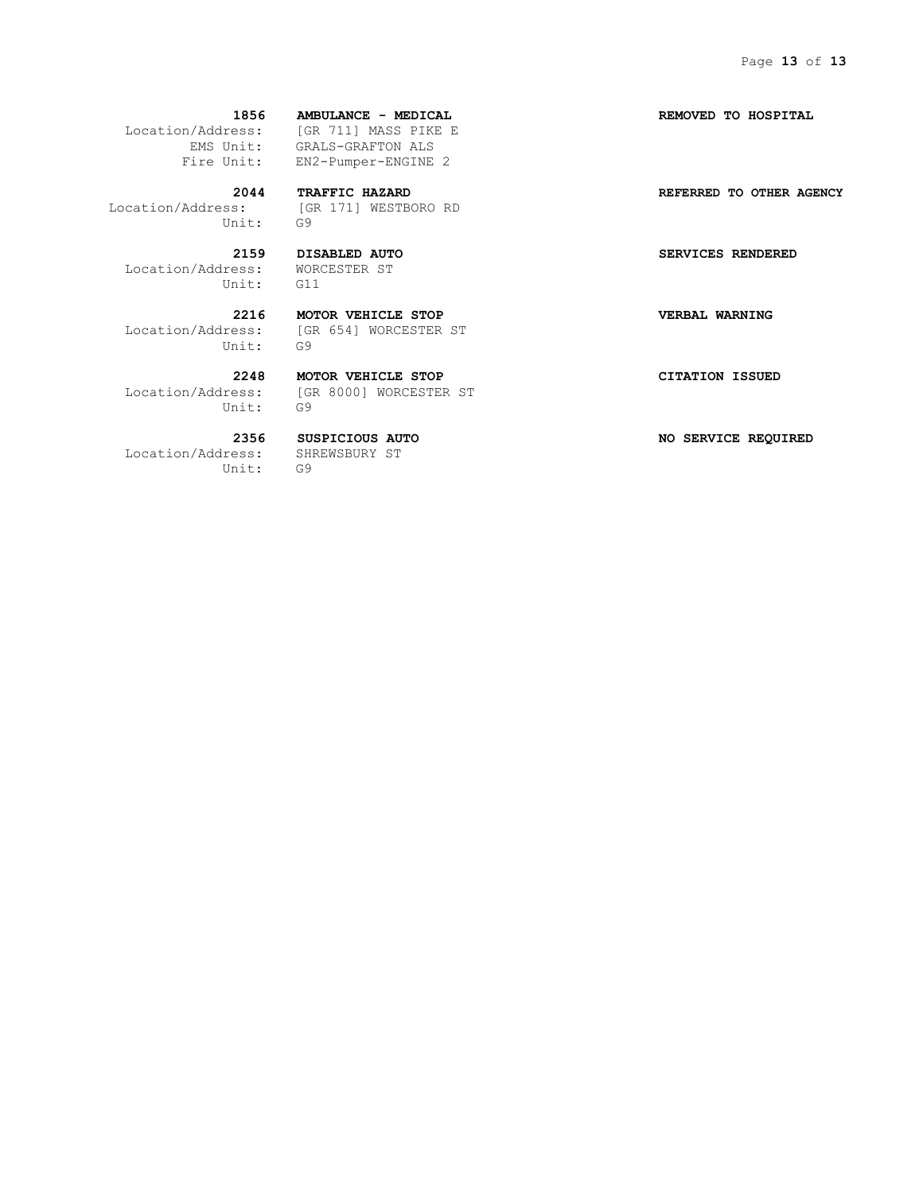**1856** **AMBULANCE - MEDICAL** **REMOVED TO HOSPITAL**
Location/Address: [GR 711] MASS PIKE E
EMS Unit: GRALS-GRAFTON ALS
Fire Unit: EN2-Pumper-ENGINE 2

**2044** **TRAFFIC HAZARD** **REFERRED TO OTHER AGENCY**
Location/Address: [GR 171] WESTBORO RD
Unit: G9

**2159** **DISABLED AUTO** **SERVICES RENDERED**
Location/Address: WORCESTER ST
Unit: G11

**2216** **MOTOR VEHICLE STOP** **VERBAL WARNING**
Location/Address: [GR 654] WORCESTER ST
Unit: G9

**2248** **MOTOR VEHICLE STOP** **CITATION ISSUED**
Location/Address: [GR 8000] WORCESTER ST
Unit: G9

**2356** **SUSPICIOUS AUTO** **NO SERVICE REQUIRED**
Location/Address: SHREWSBURY ST
Unit: G9